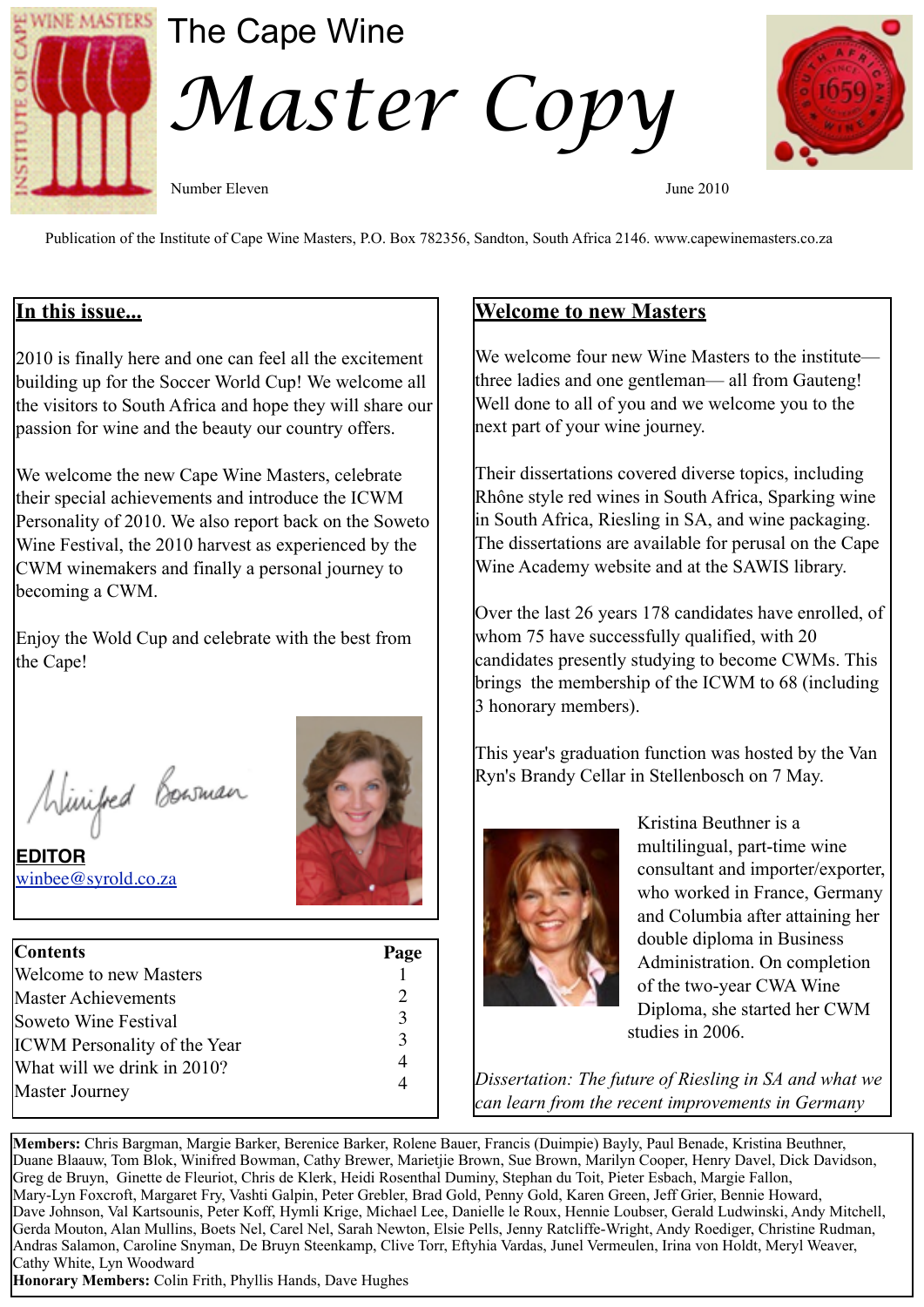# The Cape Wine *Master Copy*

Number Eleven

June 2010

Publication of the Institute of Cape Wine Masters, P.O. Box 782356, Sandton, South Africa 2146. www.capewinemasters.co.za

## In this issue...

2010 is finally here and one can feel all the excitement building up for the Soccer World Cup! We welcome all the visitors to South Africa and hope they will share our passion for wine and the beauty our country offers.

We welcome the new Cape Wine Masters, celebrate their special achievements and introduce the ICWM Personality of 2010. We also report back on the Soweto Wine Festival, the 2010 harvest as experienced by the CWM winemakers and finally a personal journey to becoming a CWM.

Enjoy the Wold Cup and celebrate with the best from the Cape!

Winifred Bowman

**EDITOR**
winbee@syrold.co.za

| Contents | Page |
|---|---|
| Welcome to new Masters | 1 |
| Master Achievements | 2 |
| Soweto Wine Festival | 3 |
| ICWM Personality of the Year | 3 |
| What will we drink in 2010? | 4 |
| Master Journey | 4 |

## Welcome to new Masters

We welcome four new Wine Masters to the institute—three ladies and one gentleman— all from Gauteng! Well done to all of you and we welcome you to the next part of your wine journey.

Their dissertations covered diverse topics, including Rhône style red wines in South Africa, Sparking wine in South Africa, Riesling in SA, and wine packaging. The dissertations are available for perusal on the Cape Wine Academy website and at the SAWIS library.

Over the last 26 years 178 candidates have enrolled, of whom 75 have successfully qualified, with 20 candidates presently studying to become CWMs. This brings the membership of the ICWM to 68 (including 3 honorary members).

This year's graduation function was hosted by the Van Ryn's Brandy Cellar in Stellenbosch on 7 May.

Kristina Beuthner is a multilingual, part-time wine consultant and importer/exporter, who worked in France, Germany and Columbia after attaining her double diploma in Business Administration. On completion of the two-year CWA Wine Diploma, she started her CWM studies in 2006.

*Dissertation: The future of Riesling in SA and what we can learn from the recent improvements in Germany*

**Members:** Chris Bargman, Margie Barker, Berenice Barker, Rolene Bauer, Francis (Duimpie) Bayly, Paul Benade, Kristina Beuthner, Duane Blaauw, Tom Blok, Winifred Bowman, Cathy Brewer, Marietjie Brown, Sue Brown, Marilyn Cooper, Henry Davel, Dick Davidson, Greg de Bruyn, Ginette de Fleuriot, Chris de Klerk, Heidi Rosenthal Duminy, Stephan du Toit, Pieter Esbach, Margie Fallon, Mary-Lyn Foxcroft, Margaret Fry, Vashti Galpin, Peter Grebler, Brad Gold, Penny Gold, Karen Green, Jeff Grier, Bennie Howard, Dave Johnson, Val Kartsounis, Peter Koff, Hymli Krige, Michael Lee, Danielle le Roux, Hennie Loubser, Gerald Ludwinski, Andy Mitchell, Gerda Mouton, Alan Mullins, Boets Nel, Carel Nel, Sarah Newton, Elsie Pells, Jenny Ratcliffe-Wright, Andy Roediger, Christine Rudman, Andras Salamon, Caroline Snyman, De Bruyn Steenkamp, Clive Torr, Eftyhia Vardas, Junel Vermeulen, Irina von Holdt, Meryl Weaver, Cathy White, Lyn Woodward

**Honorary Members:** Colin Frith, Phyllis Hands, Dave Hughes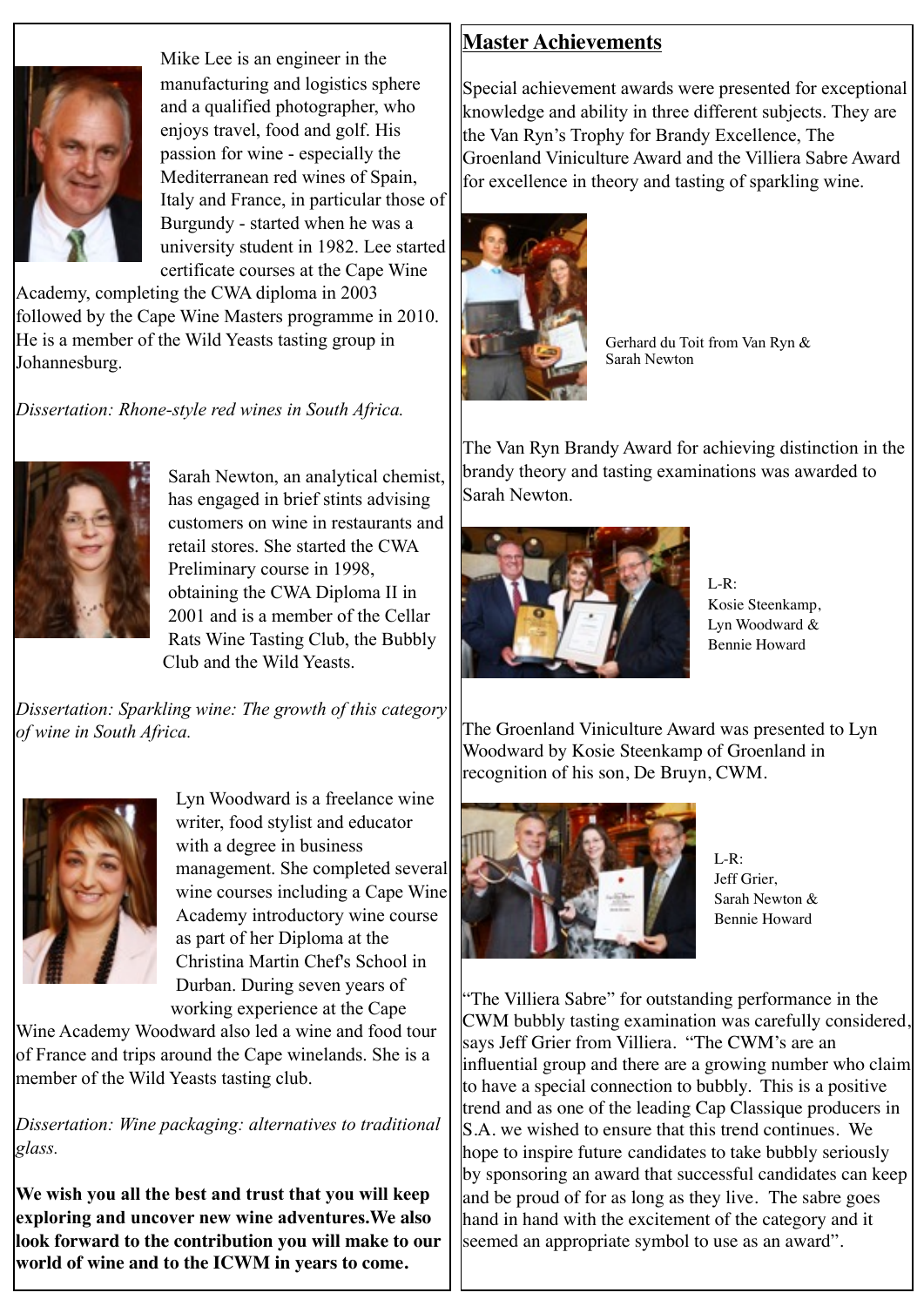Mike Lee is an engineer in the manufacturing and logistics sphere and a qualified photographer, who enjoys travel, food and golf. His passion for wine - especially the Mediterranean red wines of Spain, Italy and France, in particular those of Burgundy - started when he was a university student in 1982. Lee started certificate courses at the Cape Wine Academy, completing the CWA diploma in 2003 followed by the Cape Wine Masters programme in 2010. He is a member of the Wild Yeasts tasting group in Johannesburg.

*Dissertation: Rhone-style red wines in South Africa.*

Sarah Newton, an analytical chemist, has engaged in brief stints advising customers on wine in restaurants and retail stores. She started the CWA Preliminary course in 1998, obtaining the CWA Diploma II in 2001 and is a member of the Cellar Rats Wine Tasting Club, the Bubbly Club and the Wild Yeasts.

*Dissertation: Sparkling wine: The growth of this category of wine in South Africa.*

Lyn Woodward is a freelance wine writer, food stylist and educator with a degree in business management. She completed several wine courses including a Cape Wine Academy introductory wine course as part of her Diploma at the Christina Martin Chef's School in Durban. During seven years of working experience at the Cape Wine Academy Woodward also led a wine and food tour of France and trips around the Cape winelands. She is a member of the Wild Yeasts tasting club.

*Dissertation: Wine packaging: alternatives to traditional glass.*

**We wish you all the best and trust that you will keep exploring and uncover new wine adventures.We also look forward to the contribution you will make to our world of wine and to the ICWM in years to come.**

## Master Achievements

Special achievement awards were presented for exceptional knowledge and ability in three different subjects. They are the Van Ryn's Trophy for Brandy Excellence, The Groenland Viniculture Award and the Villiera Sabre Award for excellence in theory and tasting of sparkling wine.

Gerhard du Toit from Van Ryn & Sarah Newton

The Van Ryn Brandy Award for achieving distinction in the brandy theory and tasting examinations was awarded to Sarah Newton.

L-R: Kosie Steenkamp, Lyn Woodward & Bennie Howard

The Groenland Viniculture Award was presented to Lyn Woodward by Kosie Steenkamp of Groenland in recognition of his son, De Bruyn, CWM.

L-R: Jeff Grier, Sarah Newton & Bennie Howard

"The Villiera Sabre" for outstanding performance in the CWM bubbly tasting examination was carefully considered, says Jeff Grier from Villiera. "The CWM's are an influential group and there are a growing number who claim to have a special connection to bubbly. This is a positive trend and as one of the leading Cap Classique producers in S.A. we wished to ensure that this trend continues. We hope to inspire future candidates to take bubbly seriously by sponsoring an award that successful candidates can keep and be proud of for as long as they live. The sabre goes hand in hand with the excitement of the category and it seemed an appropriate symbol to use as an award".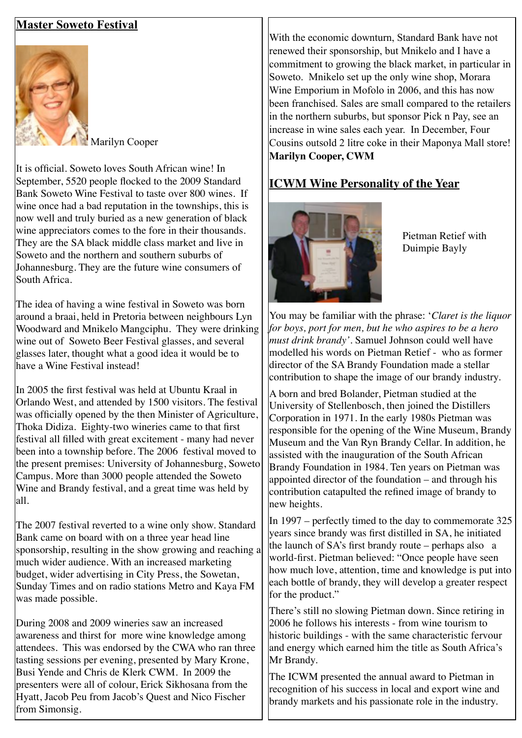## Master Soweto Festival

Marilyn Cooper

It is official. Soweto loves South African wine! In September, 5520 people flocked to the 2009 Standard Bank Soweto Wine Festival to taste over 800 wines. If wine once had a bad reputation in the townships, this is now well and truly buried as a new generation of black wine appreciators comes to the fore in their thousands. They are the SA black middle class market and live in Soweto and the northern and southern suburbs of Johannesburg. They are the future wine consumers of South Africa.

The idea of having a wine festival in Soweto was born around a braai, held in Pretoria between neighbours Lyn Woodward and Mnikelo Mangciphu. They were drinking wine out of Soweto Beer Festival glasses, and several glasses later, thought what a good idea it would be to have a Wine Festival instead!

In 2005 the first festival was held at Ubuntu Kraal in Orlando West, and attended by 1500 visitors. The festival was officially opened by the then Minister of Agriculture, Thoka Didiza. Eighty-two wineries came to that first festival all filled with great excitement - many had never been into a township before. The 2006 festival moved to the present premises: University of Johannesburg, Soweto Campus. More than 3000 people attended the Soweto Wine and Brandy festival, and a great time was held by all.

The 2007 festival reverted to a wine only show. Standard Bank came on board with on a three year head line sponsorship, resulting in the show growing and reaching a much wider audience. With an increased marketing budget, wider advertising in City Press, the Sowetan, Sunday Times and on radio stations Metro and Kaya FM was made possible.

During 2008 and 2009 wineries saw an increased awareness and thirst for more wine knowledge among attendees. This was endorsed by the CWA who ran three tasting sessions per evening, presented by Mary Krone, Busi Yende and Chris de Klerk CWM. In 2009 the presenters were all of colour, Erick Sikhosana from the Hyatt, Jacob Peu from Jacob's Quest and Nico Fischer from Simonsig.

With the economic downturn, Standard Bank have not renewed their sponsorship, but Mnikelo and I have a commitment to growing the black market, in particular in Soweto. Mnikelo set up the only wine shop, Morara Wine Emporium in Mofolo in 2006, and this has now been franchised. Sales are small compared to the retailers in the northern suburbs, but sponsor Pick n Pay, see an increase in wine sales each year. In December, Four Cousins outsold 2 litre coke in their Maponya Mall store!

**Marilyn Cooper, CWM**

## ICWM Wine Personality of the Year

Pietman Retief with Duimpie Bayly

You may be familiar with the phrase: '*Claret is the liquor for boys, port for men, but he who aspires to be a hero must drink brandy*'. Samuel Johnson could well have modelled his words on Pietman Retief - who as former director of the SA Brandy Foundation made a stellar contribution to shape the image of our brandy industry.

A born and bred Bolander, Pietman studied at the University of Stellenbosch, then joined the Distillers Corporation in 1971. In the early 1980s Pietman was responsible for the opening of the Wine Museum, Brandy Museum and the Van Ryn Brandy Cellar. In addition, he assisted with the inauguration of the South African Brandy Foundation in 1984. Ten years on Pietman was appointed director of the foundation – and through his contribution catapulted the refined image of brandy to new heights.

In 1997 – perfectly timed to the day to commemorate 325 years since brandy was first distilled in SA, he initiated the launch of SA's first brandy route – perhaps also a world-first. Pietman believed: "Once people have seen how much love, attention, time and knowledge is put into each bottle of brandy, they will develop a greater respect for the product."

There's still no slowing Pietman down. Since retiring in 2006 he follows his interests - from wine tourism to historic buildings - with the same characteristic fervour and energy which earned him the title as South Africa's Mr Brandy.

The ICWM presented the annual award to Pietman in recognition of his success in local and export wine and brandy markets and his passionate role in the industry.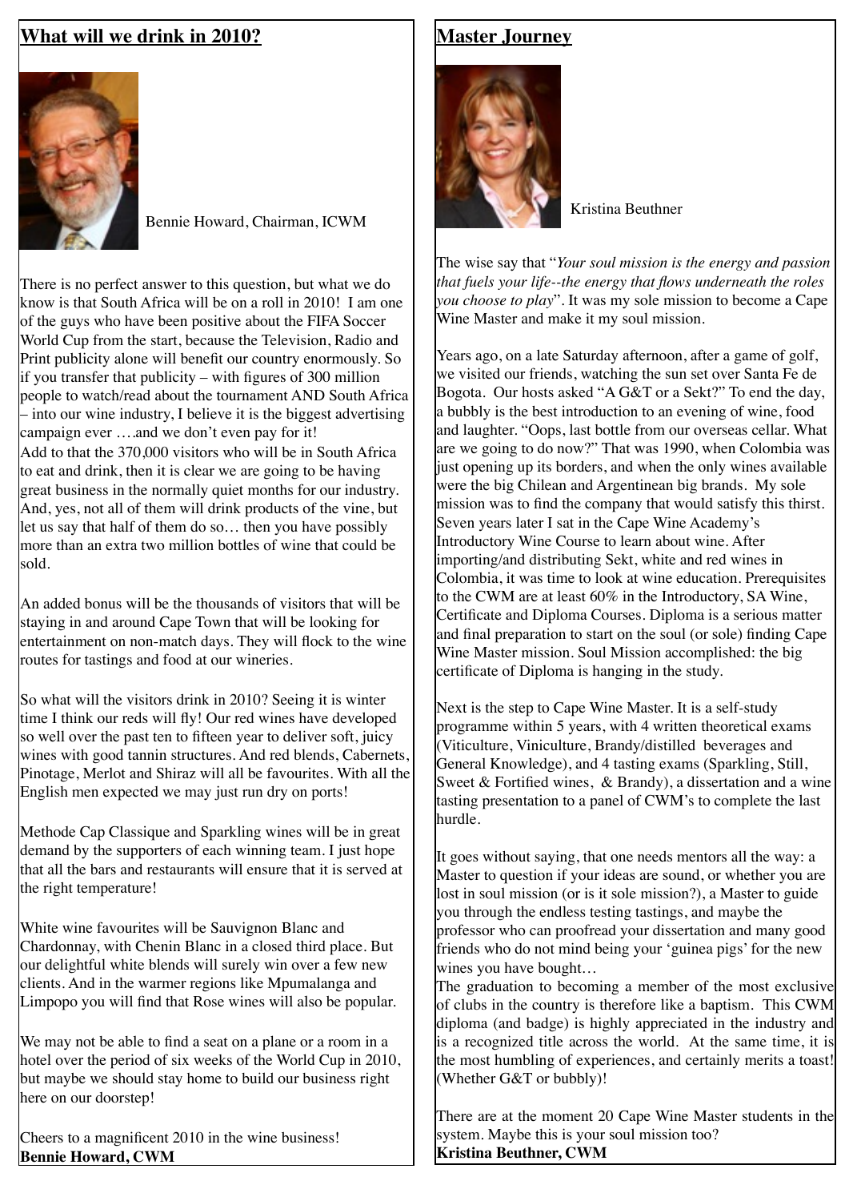## What will we drink in 2010?

Bennie Howard, Chairman, ICWM

There is no perfect answer to this question, but what we do know is that South Africa will be on a roll in 2010! I am one of the guys who have been positive about the FIFA Soccer World Cup from the start, because the Television, Radio and Print publicity alone will benefit our country enormously. So if you transfer that publicity – with figures of 300 million people to watch/read about the tournament AND South Africa – into our wine industry, I believe it is the biggest advertising campaign ever ….and we don't even pay for it!
Add to that the 370,000 visitors who will be in South Africa to eat and drink, then it is clear we are going to be having great business in the normally quiet months for our industry. And, yes, not all of them will drink products of the vine, but let us say that half of them do so… then you have possibly more than an extra two million bottles of wine that could be sold.

An added bonus will be the thousands of visitors that will be staying in and around Cape Town that will be looking for entertainment on non-match days. They will flock to the wine routes for tastings and food at our wineries.

So what will the visitors drink in 2010? Seeing it is winter time I think our reds will fly! Our red wines have developed so well over the past ten to fifteen year to deliver soft, juicy wines with good tannin structures. And red blends, Cabernets, Pinotage, Merlot and Shiraz will all be favourites. With all the English men expected we may just run dry on ports!

Methode Cap Classique and Sparkling wines will be in great demand by the supporters of each winning team. I just hope that all the bars and restaurants will ensure that it is served at the right temperature!

White wine favourites will be Sauvignon Blanc and Chardonnay, with Chenin Blanc in a closed third place. But our delightful white blends will surely win over a few new clients. And in the warmer regions like Mpumalanga and Limpopo you will find that Rose wines will also be popular.

We may not be able to find a seat on a plane or a room in a hotel over the period of six weeks of the World Cup in 2010, but maybe we should stay home to build our business right here on our doorstep!

Cheers to a magnificent 2010 in the wine business!
**Bennie Howard, CWM**

## Master Journey

Kristina Beuthner

The wise say that "*Your soul mission is the energy and passion that fuels your life--the energy that flows underneath the roles you choose to play*". It was my sole mission to become a Cape Wine Master and make it my soul mission.

Years ago, on a late Saturday afternoon, after a game of golf, we visited our friends, watching the sun set over Santa Fe de Bogota. Our hosts asked "A G&T or a Sekt?" To end the day, a bubbly is the best introduction to an evening of wine, food and laughter. "Oops, last bottle from our overseas cellar. What are we going to do now?" That was 1990, when Colombia was just opening up its borders, and when the only wines available were the big Chilean and Argentinean big brands. My sole mission was to find the company that would satisfy this thirst. Seven years later I sat in the Cape Wine Academy's Introductory Wine Course to learn about wine. After importing/and distributing Sekt, white and red wines in Colombia, it was time to look at wine education. Prerequisites to the CWM are at least 60% in the Introductory, SA Wine, Certificate and Diploma Courses. Diploma is a serious matter and final preparation to start on the soul (or sole) finding Cape Wine Master mission. Soul Mission accomplished: the big certificate of Diploma is hanging in the study.

Next is the step to Cape Wine Master. It is a self-study programme within 5 years, with 4 written theoretical exams (Viticulture, Viniculture, Brandy/distilled beverages and General Knowledge), and 4 tasting exams (Sparkling, Still, Sweet & Fortified wines, & Brandy), a dissertation and a wine tasting presentation to a panel of CWM's to complete the last hurdle.

It goes without saying, that one needs mentors all the way: a Master to question if your ideas are sound, or whether you are lost in soul mission (or is it sole mission?), a Master to guide you through the endless testing tastings, and maybe the professor who can proofread your dissertation and many good friends who do not mind being your 'guinea pigs' for the new wines you have bought…
The graduation to becoming a member of the most exclusive of clubs in the country is therefore like a baptism. This CWM diploma (and badge) is highly appreciated in the industry and is a recognized title across the world. At the same time, it is the most humbling of experiences, and certainly merits a toast! (Whether G&T or bubbly)!

There are at the moment 20 Cape Wine Master students in the system. Maybe this is your soul mission too?
**Kristina Beuthner, CWM**